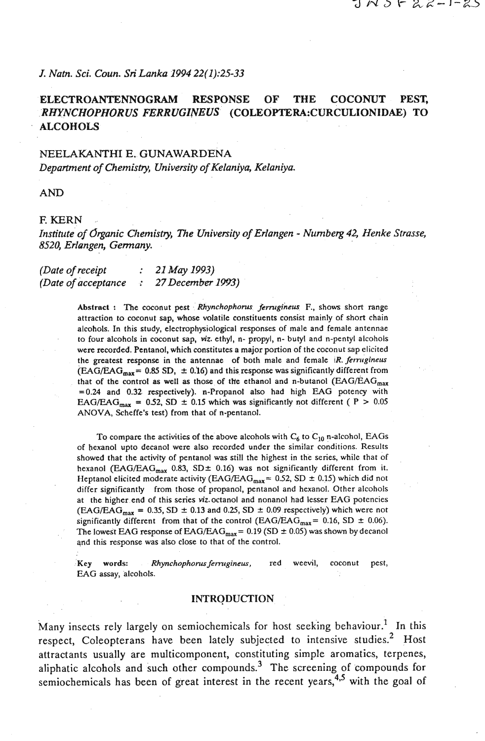J. Natn. Sci. Coun. Sri Lanka 1994 22(1):25-33

# ELECTROANTENNOGRAM RESPONSE OF THE COCONUT PEST, *RHYNCHOPHORUS FERRUGINEUS* (COLEOPTERA:CURCULIONIDAE) TO ALCOHOLS

NEELAKANTHI E. GUNAWARDENA

*Department of Chemistry, University of Kelaniya, Kelaniya.*

AND

F. KERN

*Institute of Organic Chemistry, The University of Erlangen - Nurnberg 42, Henke Strasse, 8520, Erlangen, Germany.*

*(Date of receipt : 21 May 1993)*
*(Date of acceptance : 27 December 1993)*

**Abstract :** The coconut pest *Rhynchophorus ferrugineus* F., shows short range attraction to coconut sap, whose volatile constituents consist mainly of short chain alcohols. In this study, electrophysiological responses of male and female antennae to four alcohols in coconut sap, *viz.* ethyl, n- propyl, n- butyl and n-pentyl alcohols were recorded. Pentanol, which constitutes a major portion of the coconut sap elicited the greatest response in the antennae of both male and female *R. ferrugineus* ($EAG/EAG_{max}$ = 0.85 SD, ± 0.16) and this response was significantly different from that of the control as well as those of the ethanol and n-butanol ($EAG/EAG_{max}$ = 0.24 and 0.32 respectively). n-Propanol also had high EAG potency with $EAG/EAG_{max}$ = 0.52, SD ± 0.15 which was significantly not different ( $P > 0.05$ ANOVA, Scheffe's test) from that of n-pentanol.

To compare the activities of the above alcohols with $C_6$ to $C_{10}$ n-alcohol, EAGs of hexanol upto decanol were also recorded under the similar conditions. Results showed that the activity of pentanol was still the highest in the series, while that of hexanol ($EAG/EAG_{max}$ 0.83, SD± 0.16) was not significantly different from it. Heptanol elicited moderate activity ($EAG/EAG_{max}$= 0.52, SD ± 0.15) which did not differ significantly from those of propanol, pentanol and hexanol. Other alcohols at the higher end of this series *viz.* octanol and nonanol had lesser EAG potencies ($EAG/EAG_{max}$ = 0.35, SD ± 0.13 and 0.25, SD ± 0.09 respectively) which were not significantly different from that of the control ($EAG/EAG_{max}$= 0.16, SD ± 0.06). The lowest EAG response of $EAG/EAG_{max}$ = 0.19 (SD ± 0.05) was shown by decanol and this response was also close to that of the control.

**Key words:** *Rhynchophorus ferrugineus*, red weevil, coconut pest, EAG assay, alcohols.

## INTRODUCTION

Many insects rely largely on semiochemicals for host seeking behaviour.[1] In this respect, Coleopterans have been lately subjected to intensive studies.[2] Host attractants usually are multicomponent, constituting simple aromatics, terpenes, aliphatic alcohols and such other compounds.[3] The screening of compounds for semiochemicals has been of great interest in the recent years,[4,5] with the goal of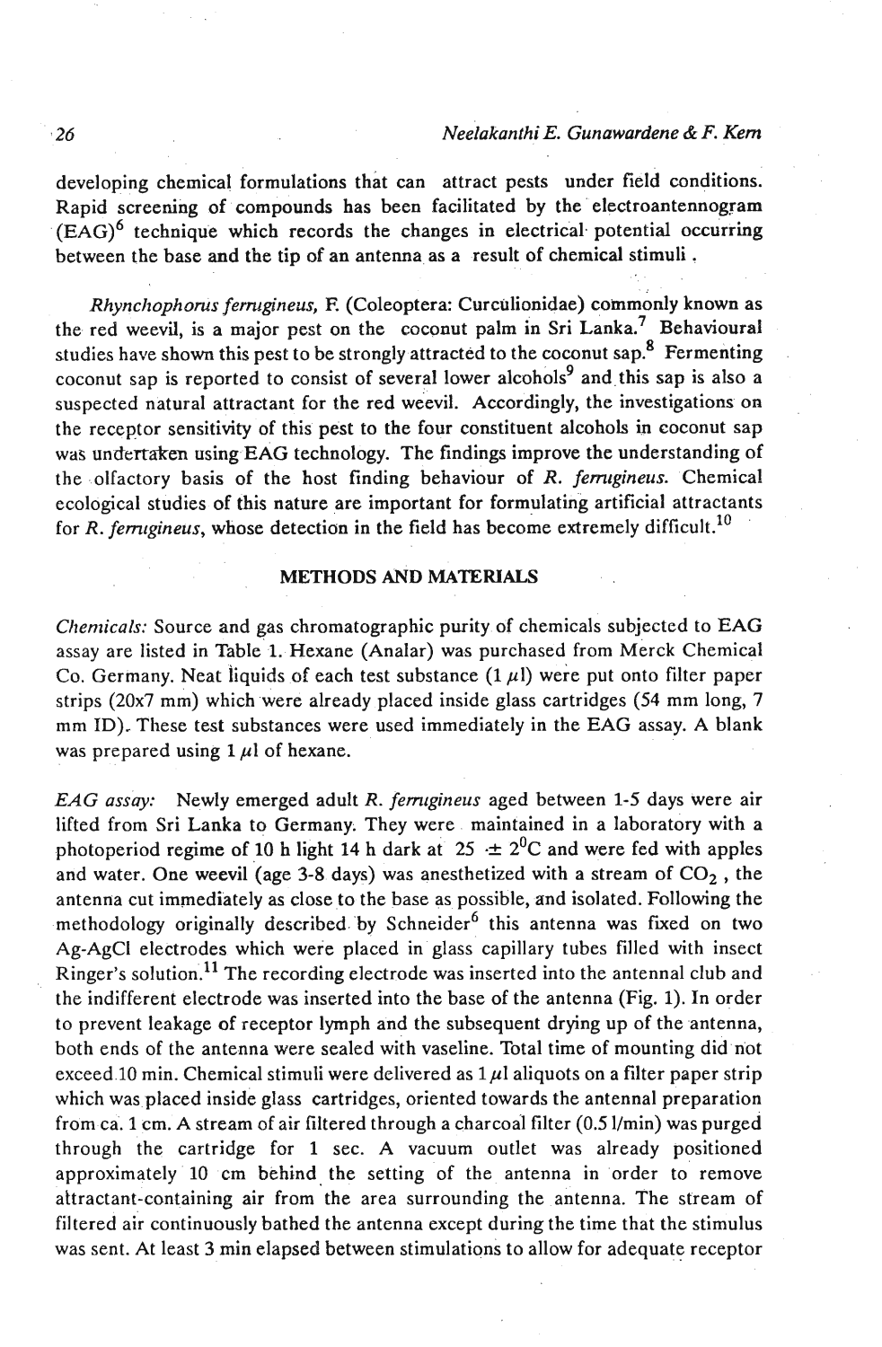developing chemical formulations that can attract pests under field conditions. Rapid screening of compounds has been facilitated by the electroantennogram (EAG)[6] technique which records the changes in electrical potential occurring between the base and the tip of an antenna as a result of chemical stimuli.

*Rhynchophorus ferrugineus*, F. (Coleoptera: Curculionidae) commonly known as the red weevil, is a major pest on the coconut palm in Sri Lanka.[7] Behavioural studies have shown this pest to be strongly attracted to the coconut sap.[8] Fermenting coconut sap is reported to consist of several lower alcohols[9] and this sap is also a suspected natural attractant for the red weevil. Accordingly, the investigations on the receptor sensitivity of this pest to the four constituent alcohols in coconut sap was undertaken using EAG technology. The findings improve the understanding of the olfactory basis of the host finding behaviour of *R. ferrugineus*. Chemical ecological studies of this nature are important for formulating artificial attractants for *R. ferrugineus*, whose detection in the field has become extremely difficult.[10]

## METHODS AND MATERIALS

*Chemicals:* Source and gas chromatographic purity of chemicals subjected to EAG assay are listed in Table 1. Hexane (Analar) was purchased from Merck Chemical Co. Germany. Neat liquids of each test substance (1 $\mu$l) were put onto filter paper strips (20x7 mm) which were already placed inside glass cartridges (54 mm long, 7 mm ID). These test substances were used immediately in the EAG assay. A blank was prepared using 1 $\mu$l of hexane.

*EAG assay:* Newly emerged adult *R. ferrugineus* aged between 1-5 days were air lifted from Sri Lanka to Germany. They were maintained in a laboratory with a photoperiod regime of 10 h light 14 h dark at $25 \pm 2^0$C and were fed with apples and water. One weevil (age 3-8 days) was anesthetized with a stream of $CO_2$, the antenna cut immediately as close to the base as possible, and isolated. Following the methodology originally described by Schneider[6] this antenna was fixed on two Ag-AgCl electrodes which were placed in glass capillary tubes filled with insect Ringer's solution.[11] The recording electrode was inserted into the antennal club and the indifferent electrode was inserted into the base of the antenna (Fig. 1). In order to prevent leakage of receptor lymph and the subsequent drying up of the antenna, both ends of the antenna were sealed with vaseline. Total time of mounting did not exceed 10 min. Chemical stimuli were delivered as 1 $\mu$l aliquots on a filter paper strip which was placed inside glass cartridges, oriented towards the antennal preparation from ca. 1 cm. A stream of air filtered through a charcoal filter (0.5 l/min) was purged through the cartridge for 1 sec. A vacuum outlet was already positioned approximately 10 cm behind the setting of the antenna in order to remove attractant-containing air from the area surrounding the antenna. The stream of filtered air continuously bathed the antenna except during the time that the stimulus was sent. At least 3 min elapsed between stimulations to allow for adequate receptor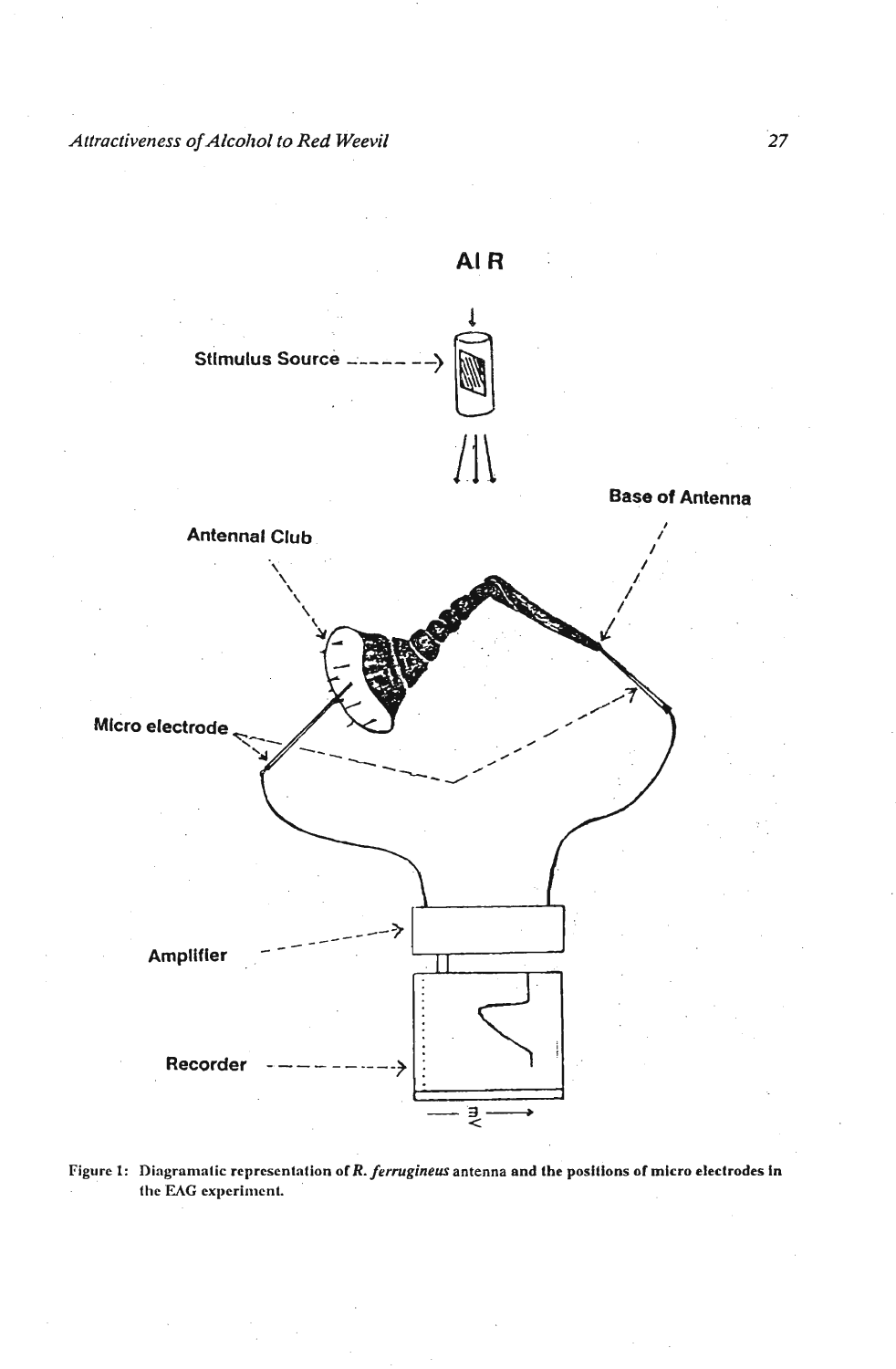AIR

Stimulus Source

Base of Antenna

Antennal Club

Micro electrode

Amplifier

Recorder

Figure 1: Diagramatic representation of *R. ferrugineus* antenna and the positions of micro electrodes in the EAG experiment.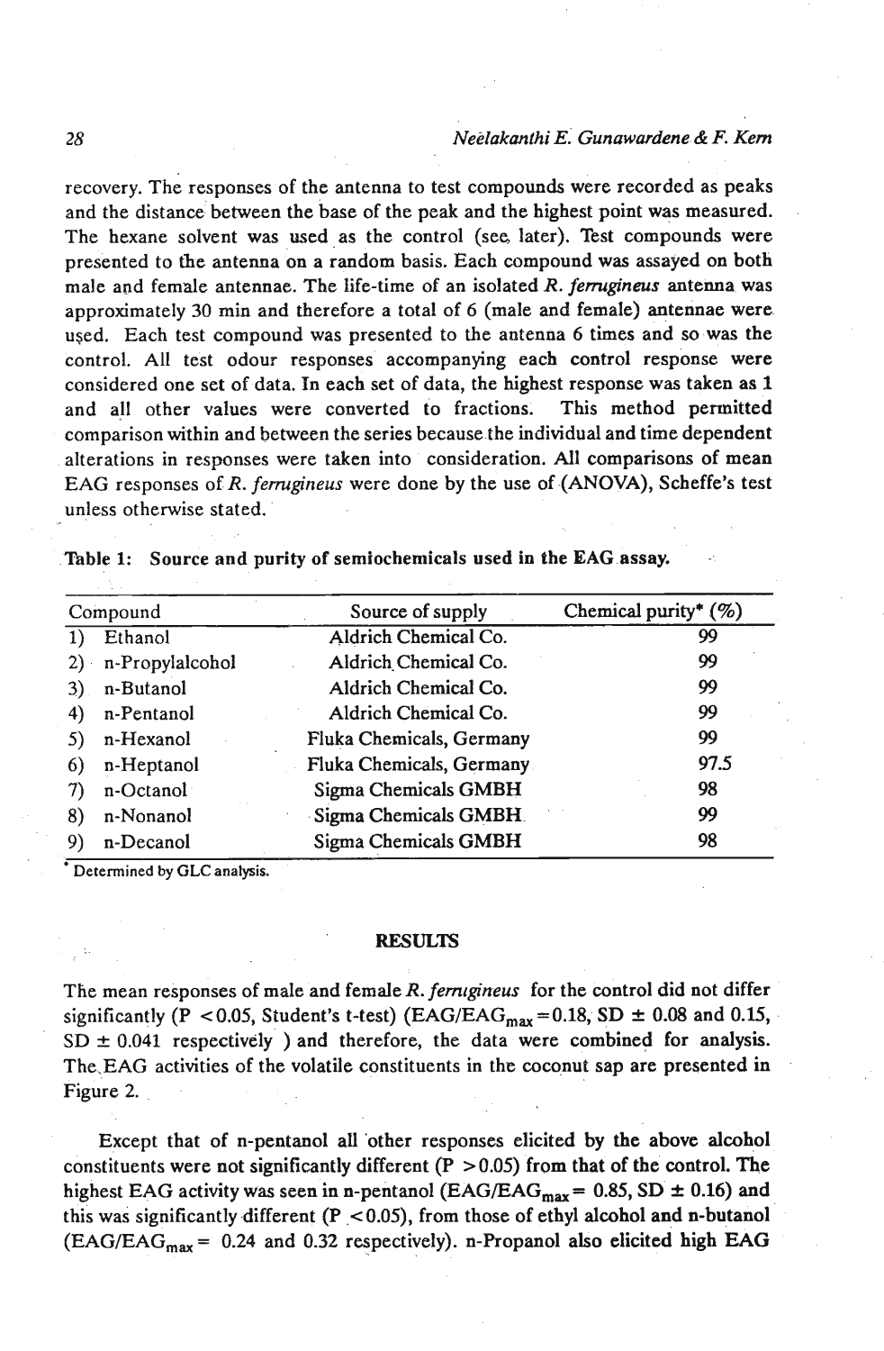recovery. The responses of the antenna to test compounds were recorded as peaks and the distance between the base of the peak and the highest point was measured. The hexane solvent was used as the control (see, later). Test compounds were presented to the antenna on a random basis. Each compound was assayed on both male and female antennae. The life-time of an isolated *R. ferrugineus* antenna was approximately 30 min and therefore a total of 6 (male and female) antennae were used. Each test compound was presented to the antenna 6 times and so was the control. All test odour responses accompanying each control response were considered one set of data. In each set of data, the highest response was taken as 1 and all other values were converted to fractions. This method permitted comparison within and between the series because the individual and time dependent alterations in responses were taken into consideration. All comparisons of mean EAG responses of *R. ferrugineus* were done by the use of (ANOVA), Scheffe's test unless otherwise stated.

**Table 1: Source and purity of semiochemicals used in the EAG assay.**

| Compound | Source of supply | Chemical purity* (%) |
|---|---|---|
| 1) Ethanol | Aldrich Chemical Co. | 99 |
| 2) n-Propylalcohol | Aldrich Chemical Co. | 99 |
| 3) n-Butanol | Aldrich Chemical Co. | 99 |
| 4) n-Pentanol | Aldrich Chemical Co. | 99 |
| 5) n-Hexanol | Fluka Chemicals, Germany | 99 |
| 6) n-Heptanol | Fluka Chemicals, Germany | 97.5 |
| 7) n-Octanol | Sigma Chemicals GMBH | 98 |
| 8) n-Nonanol | Sigma Chemicals GMBH | 99 |
| 9) n-Decanol | Sigma Chemicals GMBH | 98 |

\* Determined by GLC analysis.

## RESULTS

The mean responses of male and female *R. ferrugineus* for the control did not differ significantly ($P < 0.05$, Student's t-test) ($EAG/EAG_{max} = 0.18$, SD $\pm$ 0.08 and 0.15, SD $\pm$ 0.041 respectively ) and therefore, the data were combined for analysis. The EAG activities of the volatile constituents in the coconut sap are presented in Figure 2.

Except that of n-pentanol all other responses elicited by the above alcohol constituents were not significantly different ($P > 0.05$) from that of the control. The highest EAG activity was seen in n-pentanol ($EAG/EAG_{max} = 0.85$, SD $\pm$ 0.16) and this was significantly different ($P < 0.05$), from those of ethyl alcohol and n-butanol ($EAG/EAG_{max} = 0.24$ and 0.32 respectively). n-Propanol also elicited high EAG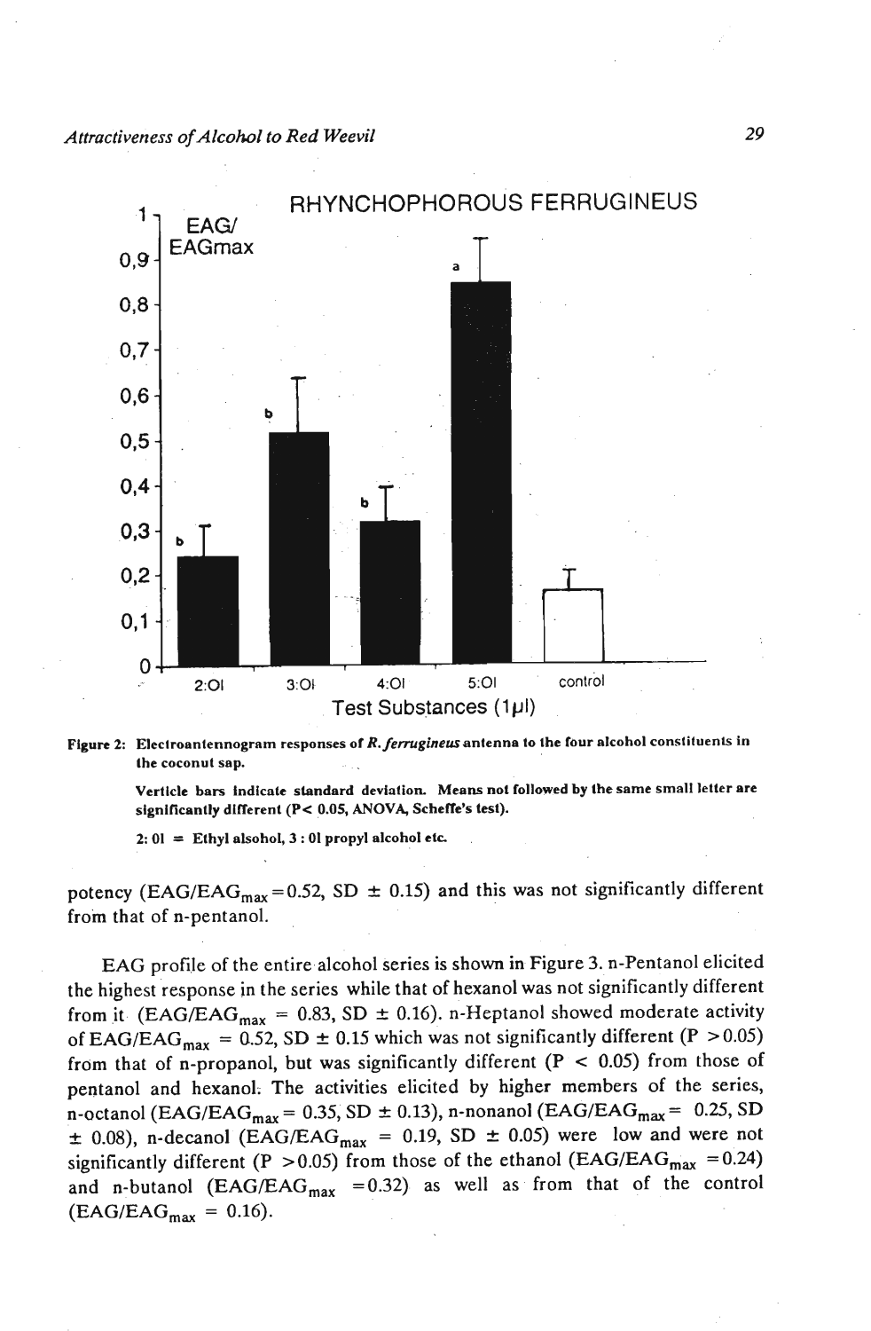Figure 2: Electroantennogram responses of *R. ferrugineus* antenna to the four alcohol constituents in the coconut sap.

Verticle bars indicate standard deviation. Means not followed by the same small letter are significantly different (P< 0.05, ANOVA, Scheffe's test).

2: 0l = Ethyl alsohol, 3 : 0l propyl alcohol etc.

potency ($EAG/EAG_{max}$ = 0.52, SD ± 0.15) and this was not significantly different from that of n-pentanol.

EAG profile of the entire alcohol series is shown in Figure 3. n-Pentanol elicited the highest response in the series while that of hexanol was not significantly different from it ($EAG/EAG_{max}$ = 0.83, SD ± 0.16). n-Heptanol showed moderate activity of $EAG/EAG_{max}$ = 0.52, SD ± 0.15 which was not significantly different ($P > 0.05$) from that of n-propanol, but was significantly different ($P < 0.05$) from those of pentanol and hexanol. The activities elicited by higher members of the series, n-octanol ($EAG/EAG_{max}$ = 0.35, SD ± 0.13), n-nonanol ($EAG/EAG_{max}$ = 0.25, SD ± 0.08), n-decanol ($EAG/EAG_{max}$ = 0.19, SD ± 0.05) were low and were not significantly different ($P > 0.05$) from those of the ethanol ($EAG/EAG_{max}$ = 0.24) and n-butanol ($EAG/EAG_{max}$ = 0.32) as well as from that of the control ($EAG/EAG_{max}$ = 0.16).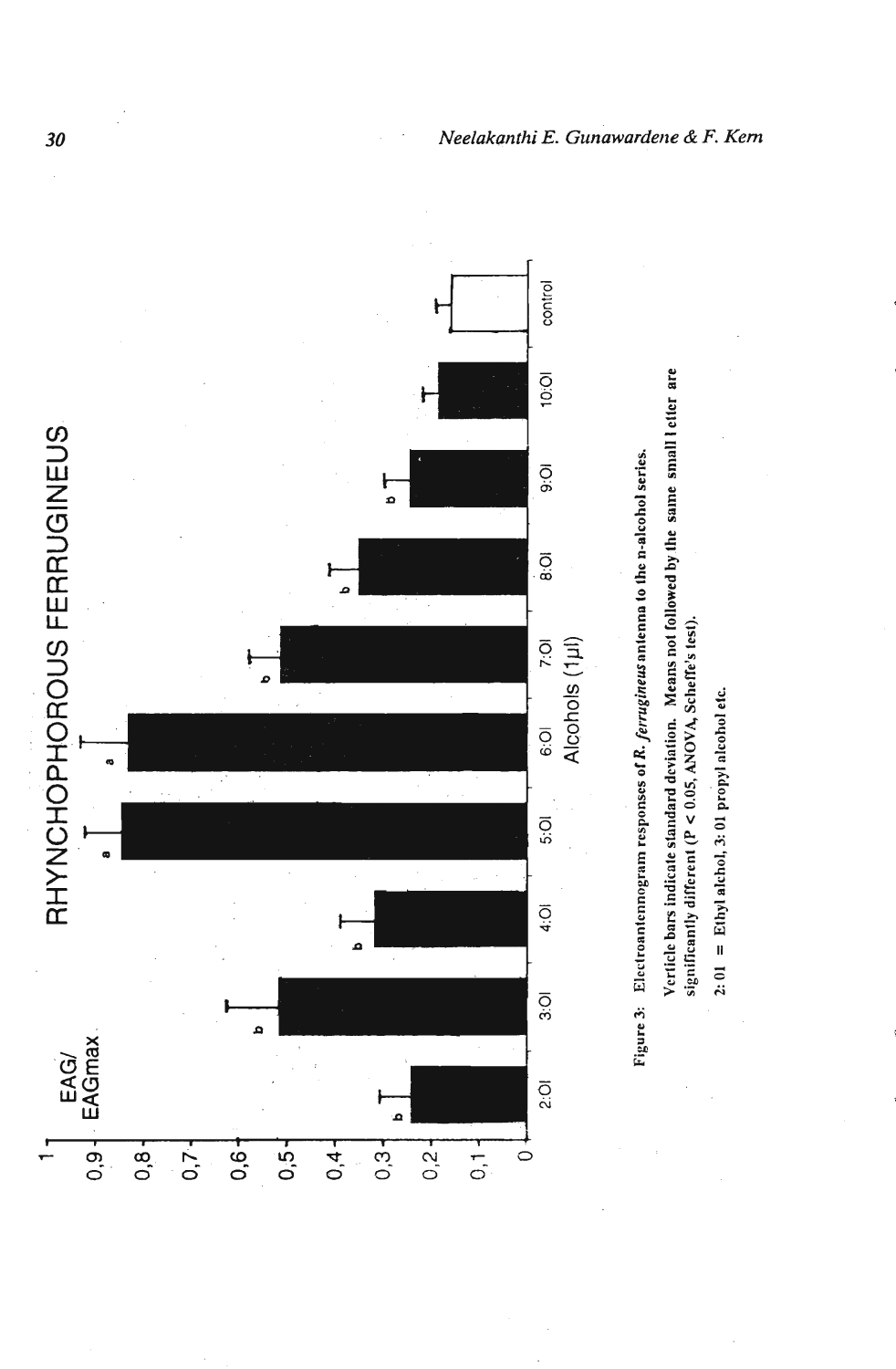**Figure 3:** Electroantennogram responses of *R. ferrugineus* antenna to the n-alcohol series.

Verticle bars indicate standard deviation. Means not followed by the same small letter are significantly different ($P < 0.05$, ANOVA, Scheffe's test).

2: 01 = Ethyl alchol, 3: 01 propyl alcohol etc.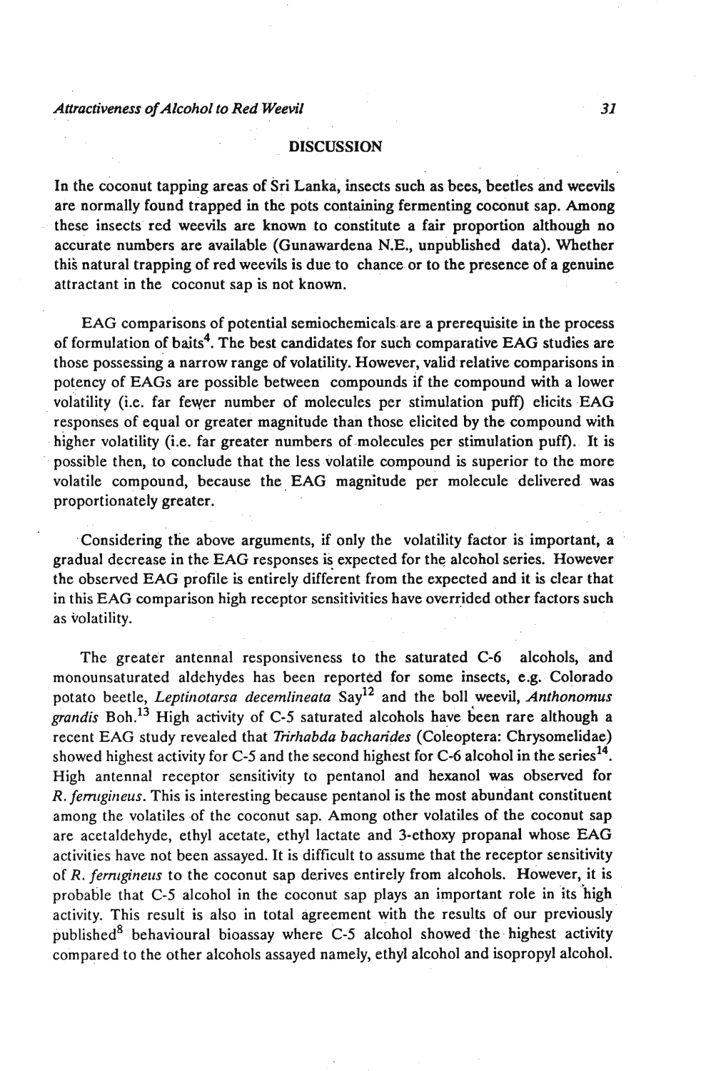## DISCUSSION

In the coconut tapping areas of Sri Lanka, insects such as bees, beetles and weevils are normally found trapped in the pots containing fermenting coconut sap. Among these insects red weevils are known to constitute a fair proportion although no accurate numbers are available (Gunawardena N.E., unpublished data). Whether this natural trapping of red weevils is due to chance or to the presence of a genuine attractant in the coconut sap is not known.

EAG comparisons of potential semiochemicals are a prerequisite in the process of formulation of baits[4]. The best candidates for such comparative EAG studies are those possessing a narrow range of volatility. However, valid relative comparisons in potency of EAGs are possible between compounds if the compound with a lower volatility (i.e. far fewer number of molecules per stimulation puff) elicits EAG responses of equal or greater magnitude than those elicited by the compound with higher volatility (i.e. far greater numbers of molecules per stimulation puff). It is possible then, to conclude that the less volatile compound is superior to the more volatile compound, because the EAG magnitude per molecule delivered was proportionately greater.

Considering the above arguments, if only the volatility factor is important, a gradual decrease in the EAG responses is expected for the alcohol series. However the observed EAG profile is entirely different from the expected and it is clear that in this EAG comparison high receptor sensitivities have overrided other factors such as volatility.

The greater antennal responsiveness to the saturated C-6 alcohols, and monounsaturated aldehydes has been reported for some insects, e.g. Colorado potato beetle, *Leptinotarsa decemlineata* Say[12] and the boll weevil, *Anthonomus grandis* Boh.[13] High activity of C-5 saturated alcohols have been rare although a recent EAG study revealed that *Trirhabda bacharides* (Coleoptera: Chrysomelidae) showed highest activity for C-5 and the second highest for C-6 alcohol in the series[14]. High antennal receptor sensitivity to pentanol and hexanol was observed for *R. ferrugineus*. This is interesting because pentanol is the most abundant constituent among the volatiles of the coconut sap. Among other volatiles of the coconut sap are acetaldehyde, ethyl acetate, ethyl lactate and 3-ethoxy propanal whose EAG activities have not been assayed. It is difficult to assume that the receptor sensitivity of *R. ferrugineus* to the coconut sap derives entirely from alcohols. However, it is probable that C-5 alcohol in the coconut sap plays an important role in its high activity. This result is also in total agreement with the results of our previously published[8] behavioural bioassay where C-5 alcohol showed the highest activity compared to the other alcohols assayed namely, ethyl alcohol and isopropyl alcohol.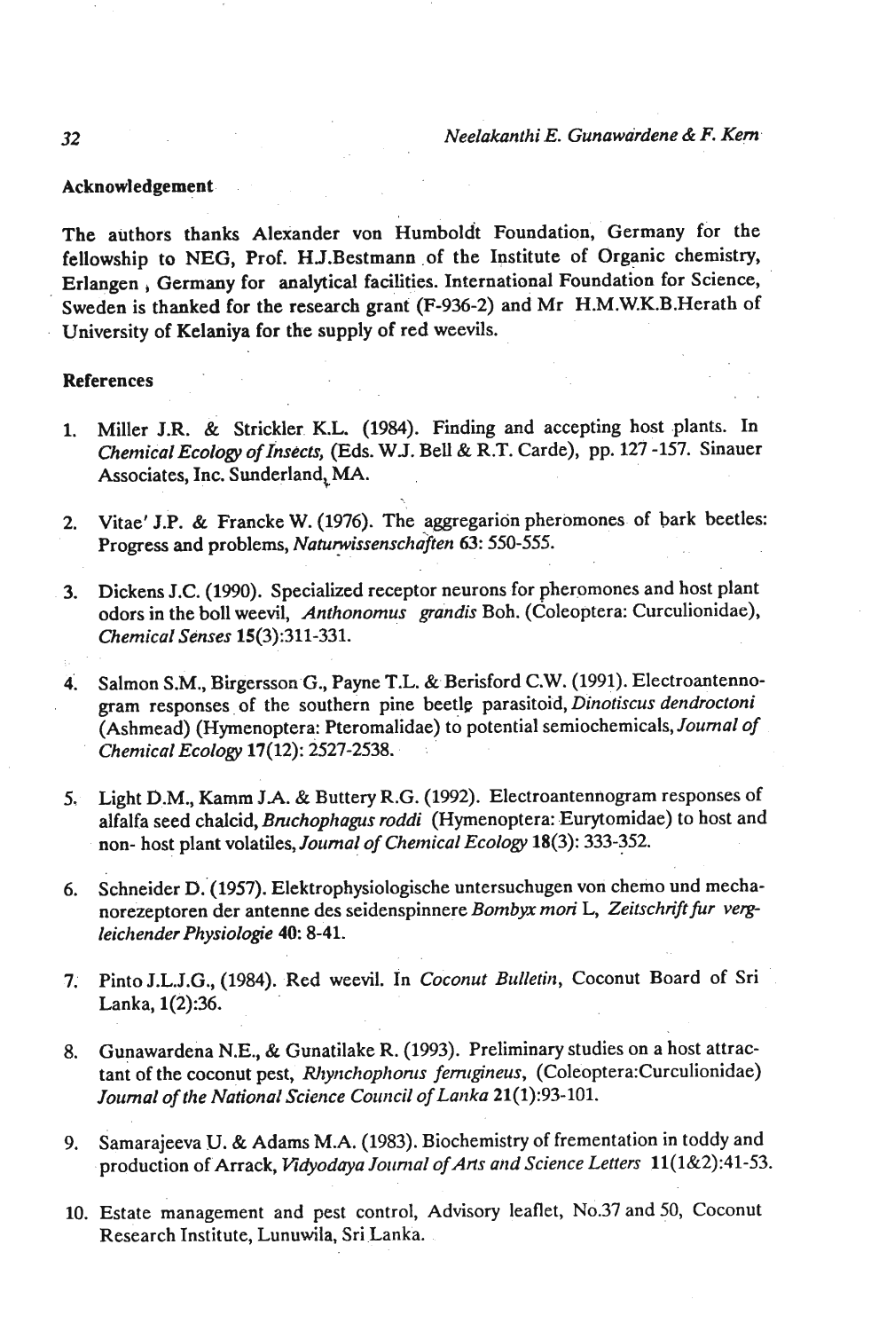## Acknowledgement

The authors thanks Alexander von Humboldt Foundation, Germany for the fellowship to NEG, Prof. H.J.Bestmann of the Institute of Organic chemistry, Erlangen, Germany for analytical facilities. International Foundation for Science, Sweden is thanked for the research grant (F-936-2) and Mr H.M.W.K.B.Herath of University of Kelaniya for the supply of red weevils.

## References

1. Miller J.R. & Strickler K.L. (1984). Finding and accepting host plants. In *Chemical Ecology of Insects*, (Eds. W.J. Bell & R.T. Carde), pp. 127-157. Sinauer Associates, Inc. Sunderland, MA.

2. Vitae' J.P. & Francke W. (1976). The aggregarion pheromones of bark beetles: Progress and problems, *Naturwissenschaften* **63**: 550-555.

3. Dickens J.C. (1990). Specialized receptor neurons for pheromones and host plant odors in the boll weevil, *Anthonomus grandis* Boh. (Coleoptera: Curculionidae), *Chemical Senses* **15**(3):311-331.

4. Salmon S.M., Birgersson G., Payne T.L. & Berisford C.W. (1991). Electroantennogram responses of the southern pine beetle parasitoid, *Dinotiscus dendroctoni* (Ashmead) (Hymenoptera: Pteromalidae) to potential semiochemicals, *Journal of Chemical Ecology* **17**(12): 2527-2538.

5. Light D.M., Kamm J.A. & Buttery R.G. (1992). Electroantennogram responses of alfalfa seed chalcid, *Bruchophagus roddi* (Hymenoptera: Eurytomidae) to host and non- host plant volatiles, *Journal of Chemical Ecology* **18**(3): 333-352.

6. Schneider D. (1957). Elektrophysiologische untersuchugen von chemo und mechanorezeptoren der antenne des seidenspinnere *Bombyx mori* L, *Zeitschrift fur vergleichender Physiologie* **40**: 8-41.

7. Pinto J.L.J.G., (1984). Red weevil. In *Coconut Bulletin*, Coconut Board of Sri Lanka, **1**(2):36.

8. Gunawardena N.E., & Gunatilake R. (1993). Preliminary studies on a host attractant of the coconut pest, *Rhynchophorus ferrugineus*, (Coleoptera:Curculionidae) *Journal of the National Science Council of Lanka* **21**(1):93-101.

9. Samarajeeva U. & Adams M.A. (1983). Biochemistry of frementation in toddy and production of Arrack, *Vidyodaya Journal of Arts and Science Letters* **11**(1&2):41-53.

10. Estate management and pest control, Advisory leaflet, No.37 and 50, Coconut Research Institute, Lunuwila, Sri Lanka.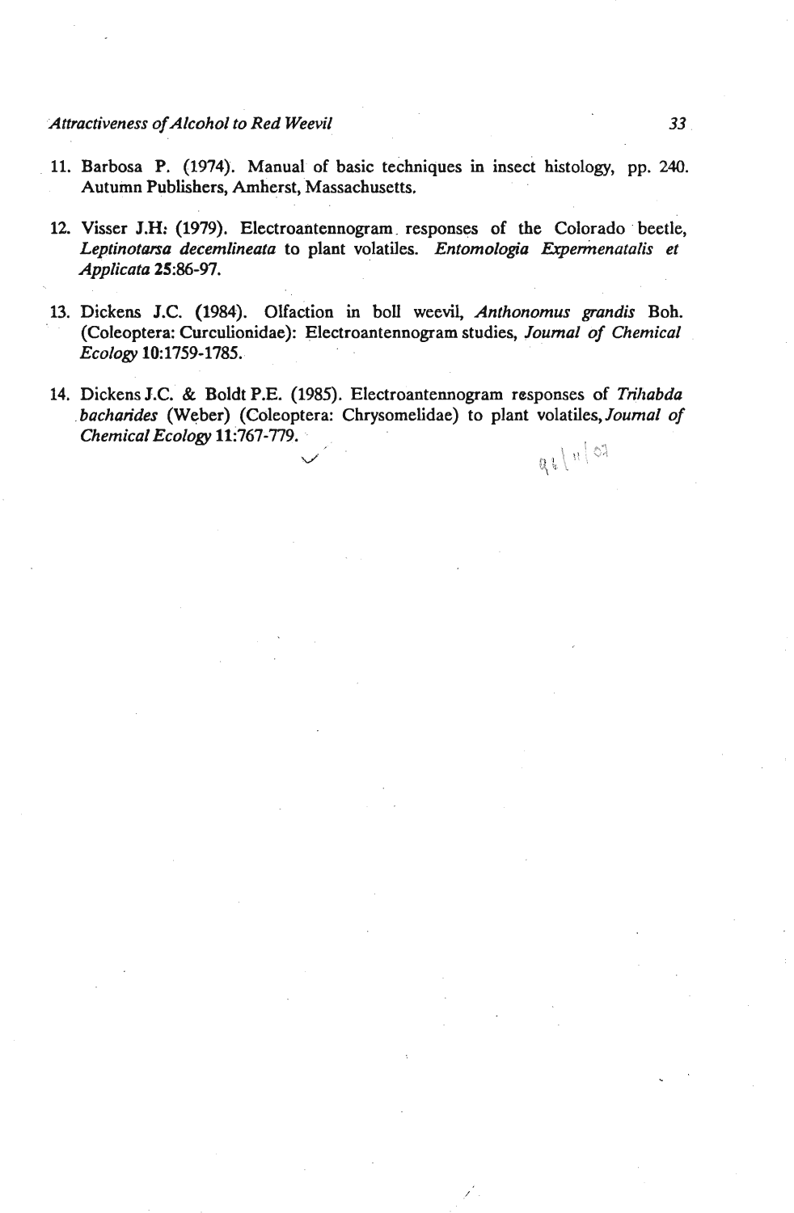11. Barbosa P. (1974). Manual of basic techniques in insect histology, pp. 240. Autumn Publishers, Amherst, Massachusetts.

12. Visser J.H: (1979). Electroantennogram responses of the Colorado beetle, *Leptinotarsa decemlineata* to plant volatiles. *Entomologia Expermenatalis et Applicata* **25**:86-97.

13. Dickens J.C. (1984). Olfaction in boll weevil, *Anthonomus grandis* Boh. (Coleoptera: Curculionidae): Electroantennogram studies, *Journal of Chemical Ecology* **10**:1759-1785.

14. Dickens J.C. & Boldt P.E. (1985). Electroantennogram responses of *Trihabda bacharides* (Weber) (Coleoptera: Chrysomelidae) to plant volatiles, *Journal of Chemical Ecology* **11**:767-779.